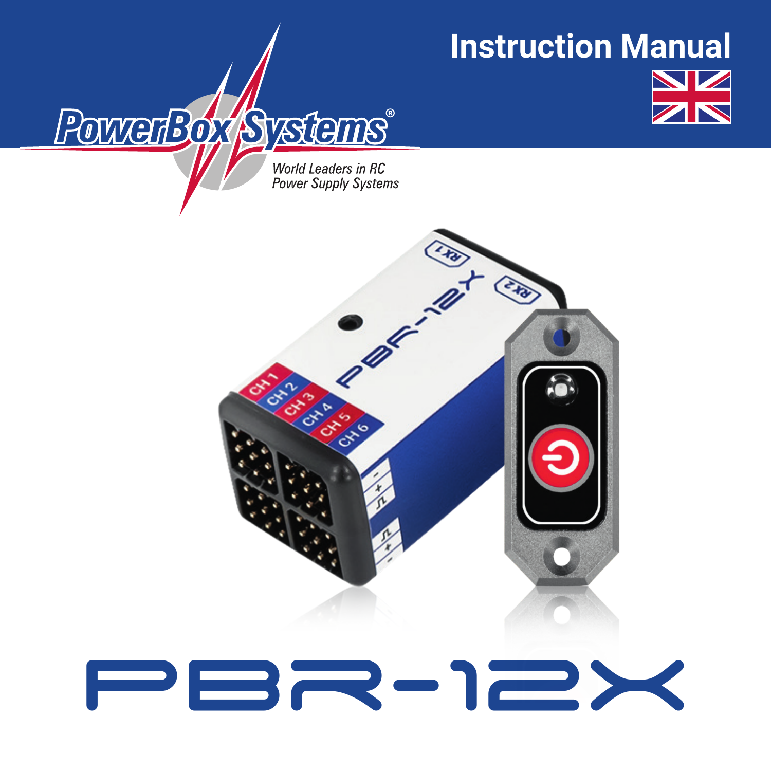# Instruction Manual

PowerBox Systems®

*World Leaders in RC Power Supply Systems*

# PBR-12X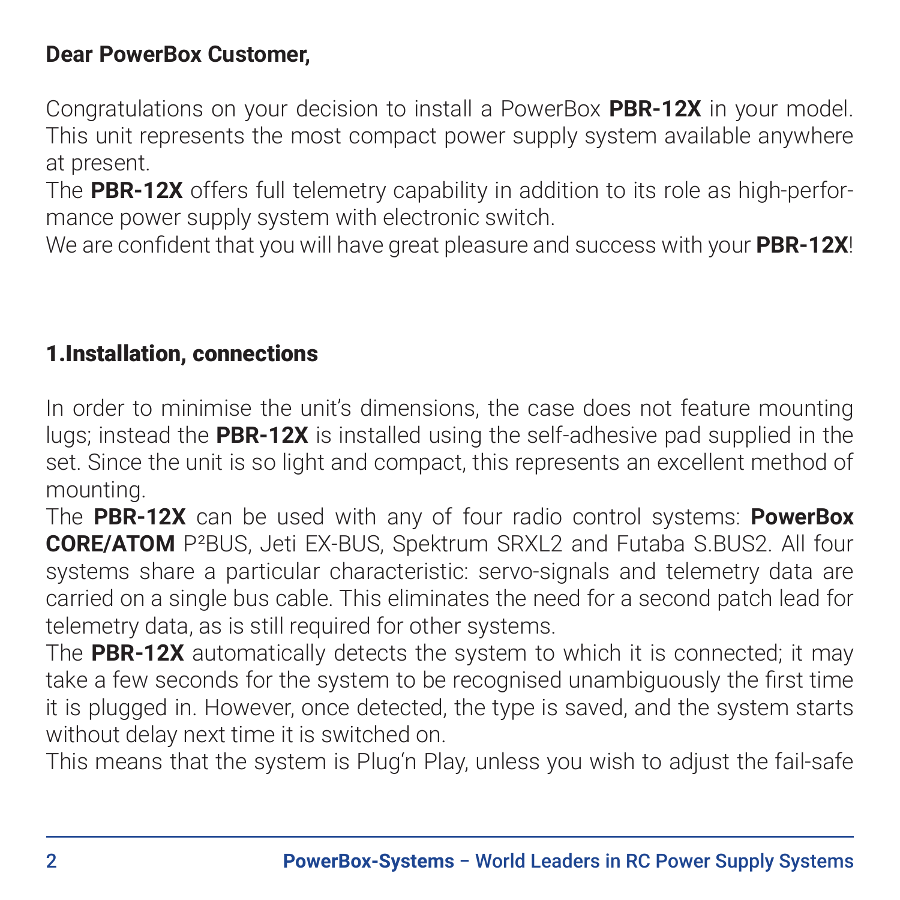**Dear PowerBox Customer,**

Congratulations on your decision to install a PowerBox **PBR-12X** in your model. This unit represents the most compact power supply system available anywhere at present.

The **PBR-12X** offers full telemetry capability in addition to its role as high-performance power supply system with electronic switch.

We are confident that you will have great pleasure and success with your **PBR-12X**!

## 1.Installation, connections

In order to minimise the unit's dimensions, the case does not feature mounting lugs; instead the **PBR-12X** is installed using the self-adhesive pad supplied in the set. Since the unit is so light and compact, this represents an excellent method of mounting.

The **PBR-12X** can be used with any of four radio control systems: **PowerBox CORE/ATOM** P²BUS, Jeti EX-BUS, Spektrum SRXL2 and Futaba S.BUS2. All four systems share a particular characteristic: servo-signals and telemetry data are carried on a single bus cable. This eliminates the need for a second patch lead for telemetry data, as is still required for other systems.

The **PBR-12X** automatically detects the system to which it is connected; it may take a few seconds for the system to be recognised unambiguously the first time it is plugged in. However, once detected, the type is saved, and the system starts without delay next time it is switched on.

This means that the system is Plug'n Play, unless you wish to adjust the fail-safe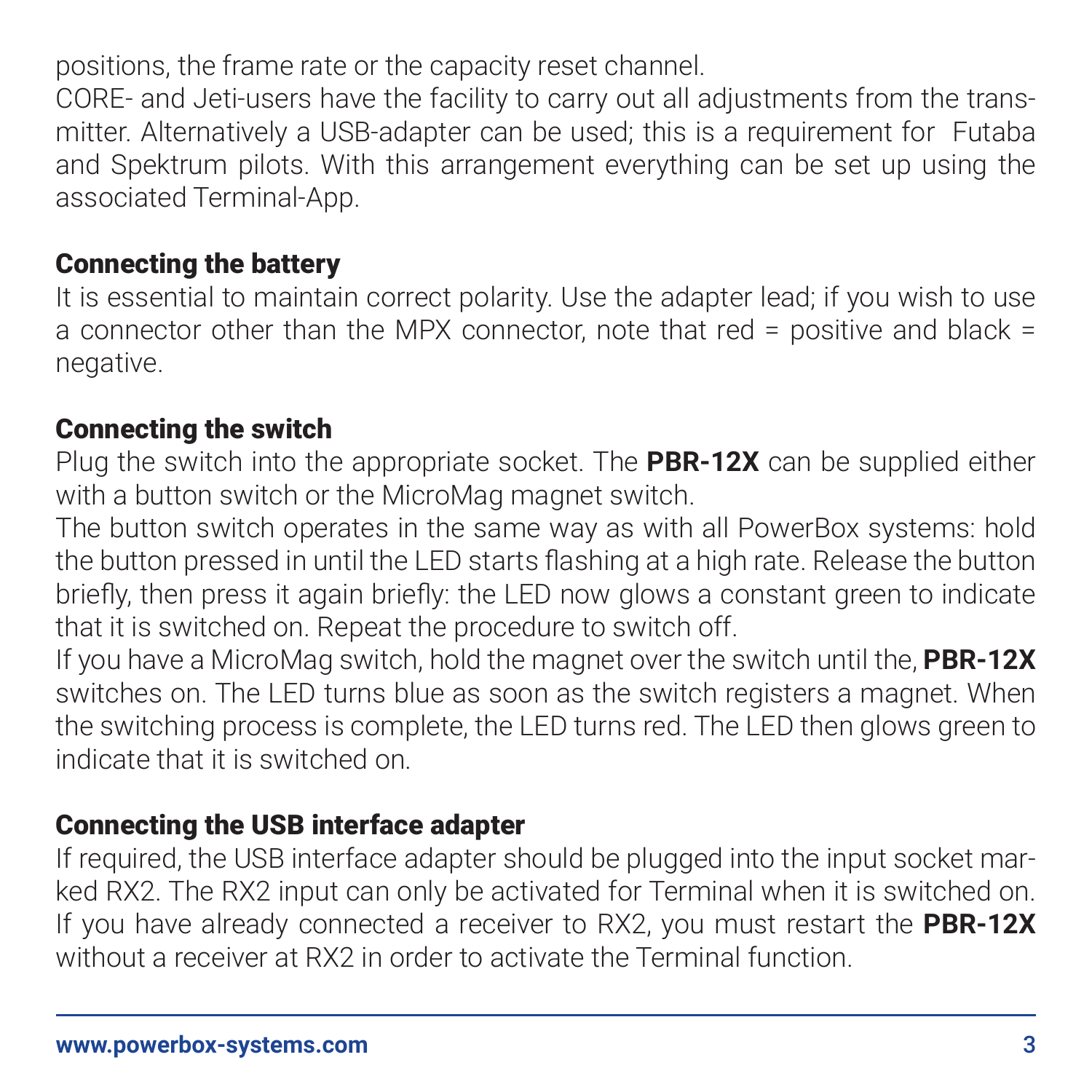positions, the frame rate or the capacity reset channel.
CORE- and Jeti-users have the facility to carry out all adjustments from the transmitter. Alternatively a USB-adapter can be used; this is a requirement for Futaba and Spektrum pilots. With this arrangement everything can be set up using the associated Terminal-App.

## Connecting the battery

It is essential to maintain correct polarity. Use the adapter lead; if you wish to use a connector other than the MPX connector, note that red = positive and black = negative.

## Connecting the switch

Plug the switch into the appropriate socket. The **PBR-12X** can be supplied either with a button switch or the MicroMag magnet switch.
The button switch operates in the same way as with all PowerBox systems: hold the button pressed in until the LED starts flashing at a high rate. Release the button briefly, then press it again briefly: the LED now glows a constant green to indicate that it is switched on. Repeat the procedure to switch off.
If you have a MicroMag switch, hold the magnet over the switch until the, **PBR-12X** switches on. The LED turns blue as soon as the switch registers a magnet. When the switching process is complete, the LED turns red. The LED then glows green to indicate that it is switched on.

## Connecting the USB interface adapter

If required, the USB interface adapter should be plugged into the input socket marked RX2. The RX2 input can only be activated for Terminal when it is switched on. If you have already connected a receiver to RX2, you must restart the **PBR-12X** without a receiver at RX2 in order to activate the Terminal function.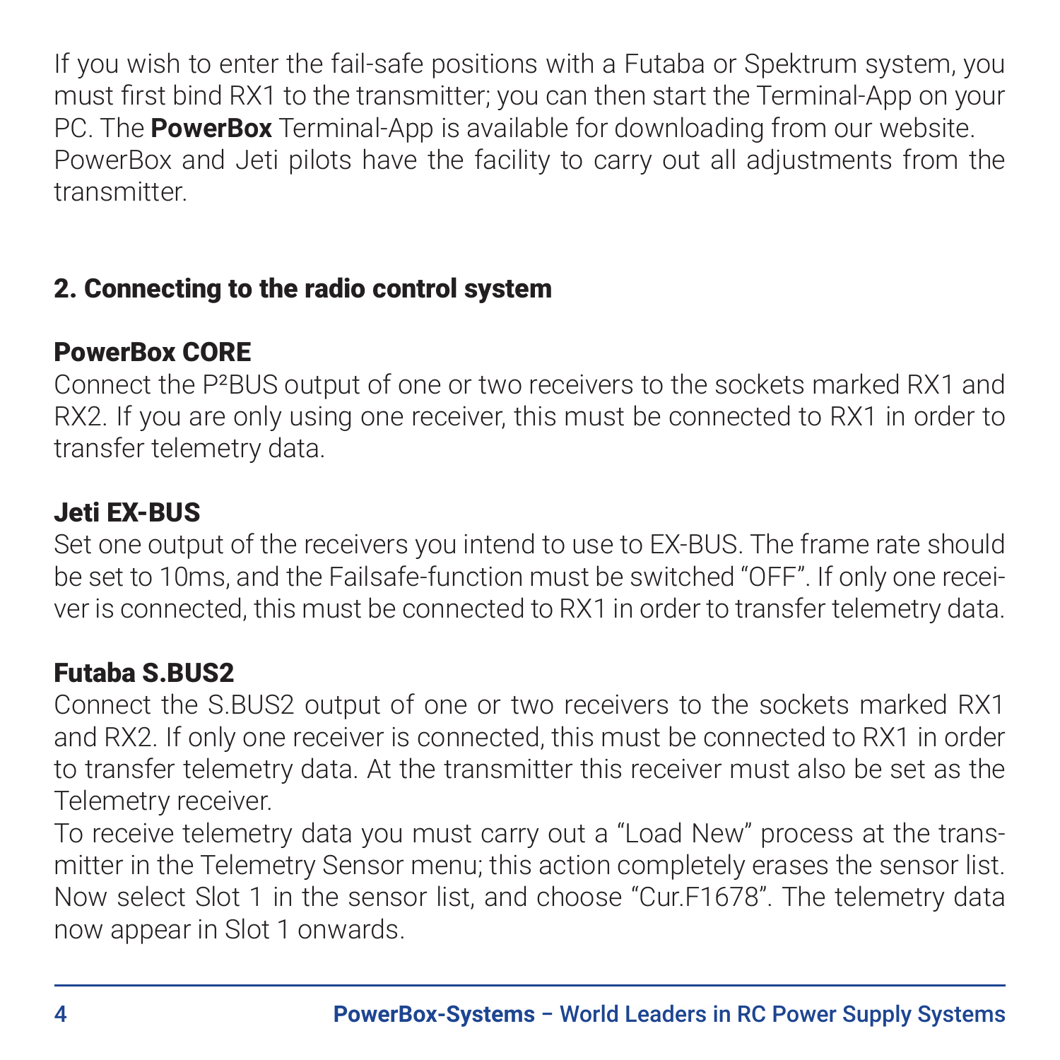If you wish to enter the fail-safe positions with a Futaba or Spektrum system, you must first bind RX1 to the transmitter; you can then start the Terminal-App on your PC. The **PowerBox** Terminal-App is available for downloading from our website. PowerBox and Jeti pilots have the facility to carry out all adjustments from the transmitter.

## 2. Connecting to the radio control system

### PowerBox CORE

Connect the P²BUS output of one or two receivers to the sockets marked RX1 and RX2. If you are only using one receiver, this must be connected to RX1 in order to transfer telemetry data.

### Jeti EX-BUS

Set one output of the receivers you intend to use to EX-BUS. The frame rate should be set to 10ms, and the Failsafe-function must be switched “OFF”. If only one receiver is connected, this must be connected to RX1 in order to transfer telemetry data.

### Futaba S.BUS2

Connect the S.BUS2 output of one or two receivers to the sockets marked RX1 and RX2. If only one receiver is connected, this must be connected to RX1 in order to transfer telemetry data. At the transmitter this receiver must also be set as the Telemetry receiver.

To receive telemetry data you must carry out a “Load New” process at the transmitter in the Telemetry Sensor menu; this action completely erases the sensor list. Now select Slot 1 in the sensor list, and choose “Cur.F1678”. The telemetry data now appear in Slot 1 onwards.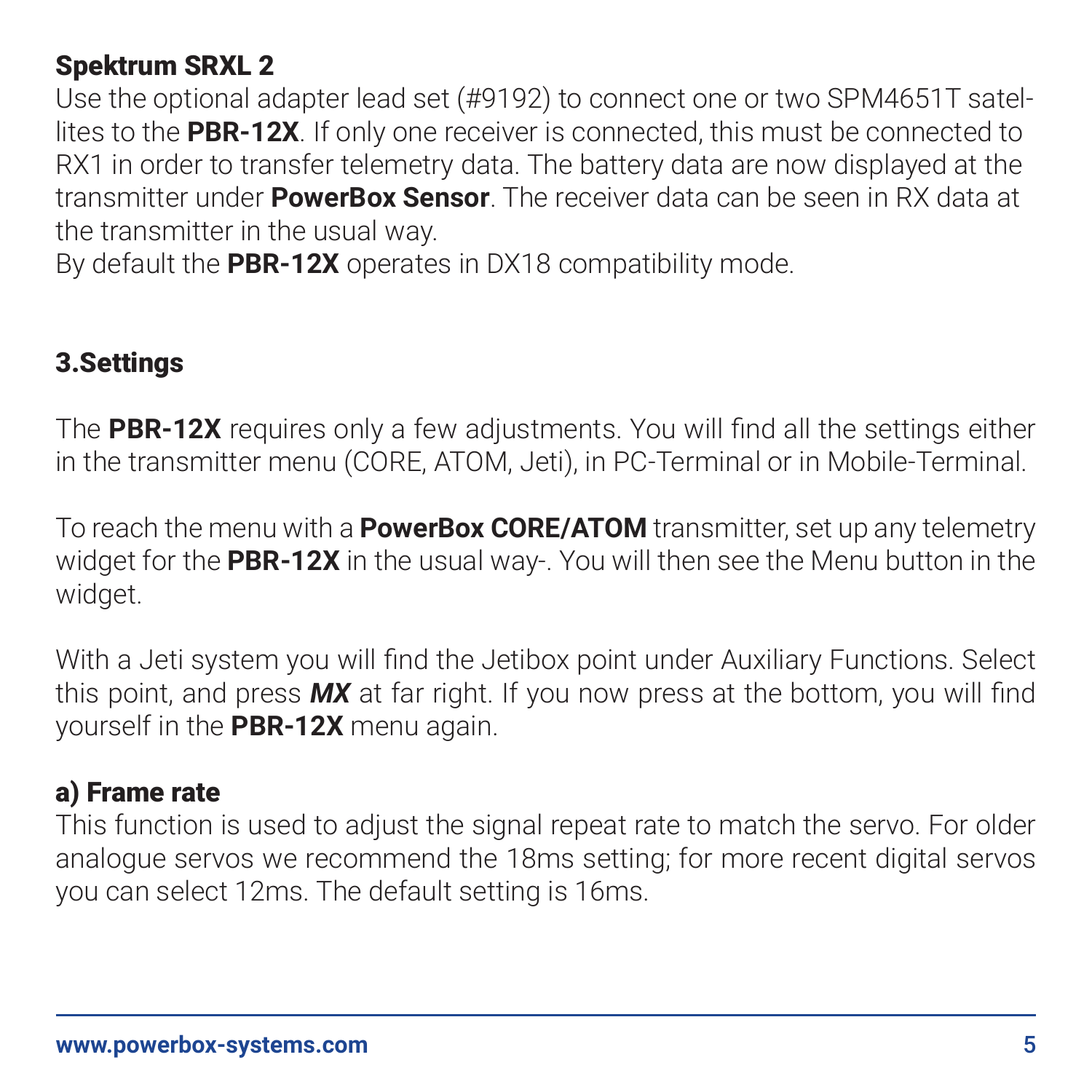## Spektrum SRXL 2

Use the optional adapter lead set (#9192) to connect one or two SPM4651T satellites to the **PBR-12X**. If only one receiver is connected, this must be connected to RX1 in order to transfer telemetry data. The battery data are now displayed at the transmitter under **PowerBox Sensor**. The receiver data can be seen in RX data at the transmitter in the usual way.
By default the **PBR-12X** operates in DX18 compatibility mode.

# 3.Settings

The **PBR-12X** requires only a few adjustments. You will find all the settings either in the transmitter menu (CORE, ATOM, Jeti), in PC-Terminal or in Mobile-Terminal.

To reach the menu with a **PowerBox CORE/ATOM** transmitter, set up any telemetry widget for the **PBR-12X** in the usual way-. You will then see the Menu button in the widget.

With a Jeti system you will find the Jetibox point under Auxiliary Functions. Select this point, and press ***MX*** at far right. If you now press at the bottom, you will find yourself in the **PBR-12X** menu again.

## a) Frame rate

This function is used to adjust the signal repeat rate to match the servo. For older analogue servos we recommend the 18ms setting; for more recent digital servos you can select 12ms. The default setting is 16ms.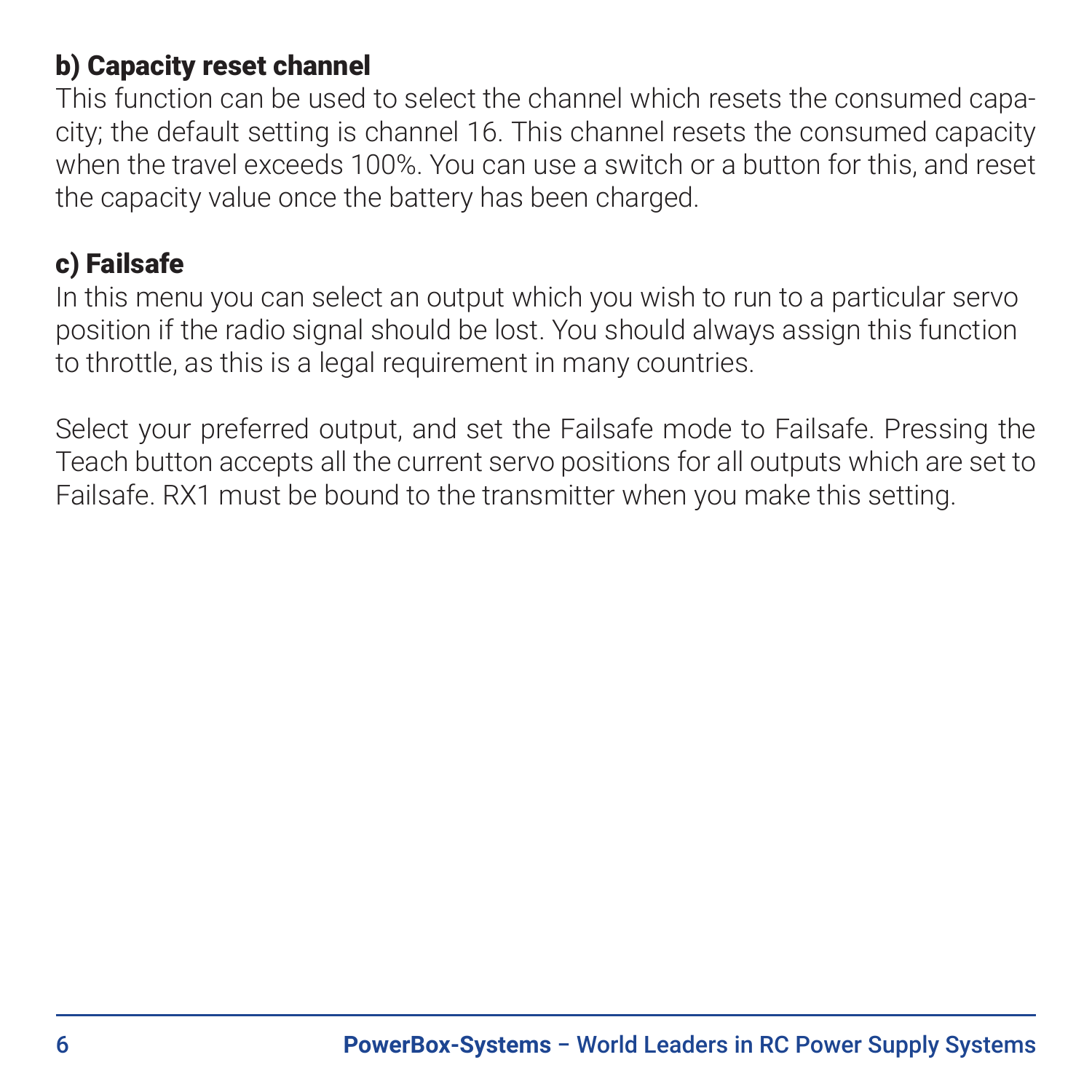### b) Capacity reset channel

This function can be used to select the channel which resets the consumed capacity; the default setting is channel 16. This channel resets the consumed capacity when the travel exceeds 100%. You can use a switch or a button for this, and reset the capacity value once the battery has been charged.

### c) Failsafe

In this menu you can select an output which you wish to run to a particular servo position if the radio signal should be lost. You should always assign this function to throttle, as this is a legal requirement in many countries.

Select your preferred output, and set the Failsafe mode to Failsafe. Pressing the Teach button accepts all the current servo positions for all outputs which are set to Failsafe. RX1 must be bound to the transmitter when you make this setting.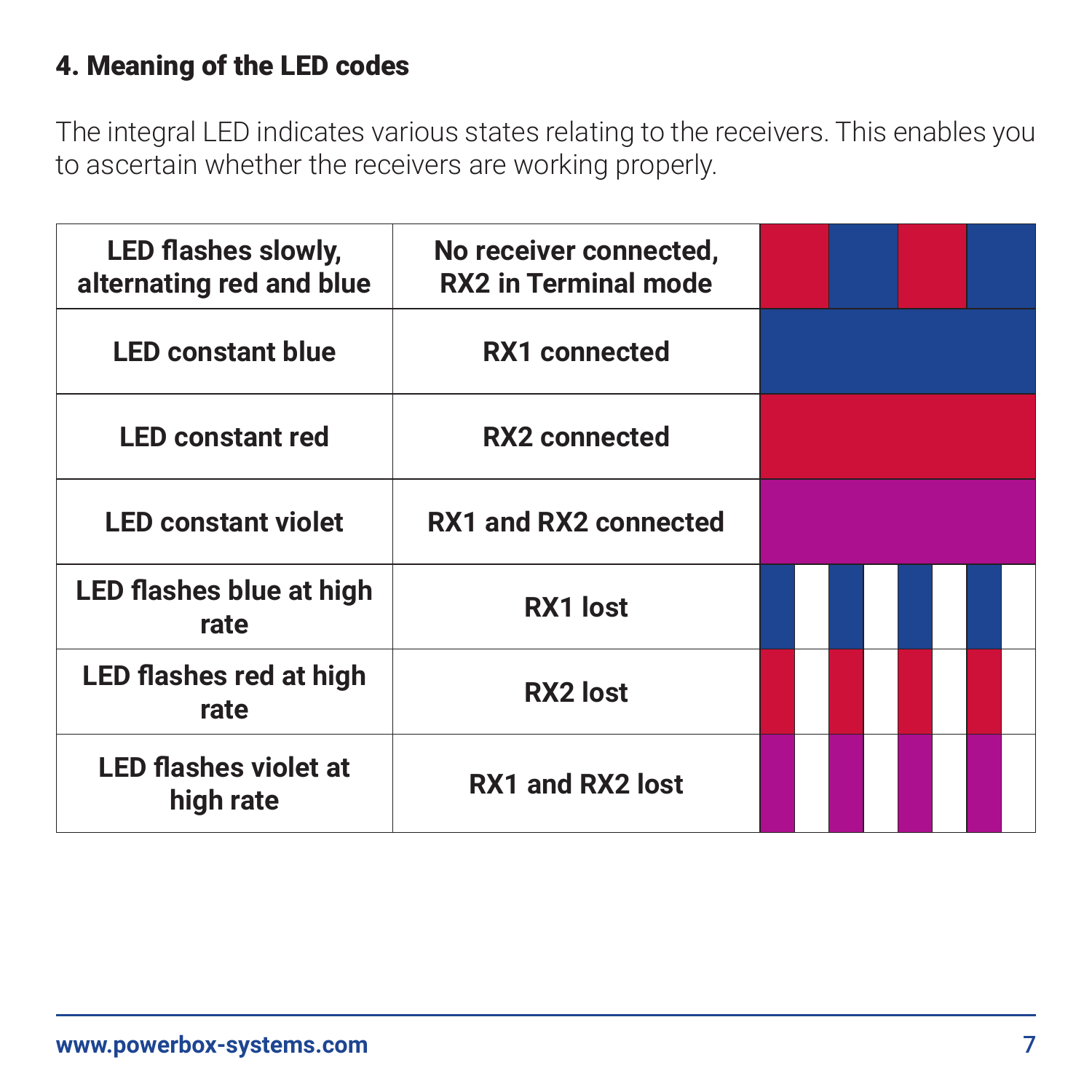## 4. Meaning of the LED codes

The integral LED indicates various states relating to the receivers. This enables you to ascertain whether the receivers are working properly.

| LED flashes slowly, alternating red and blue | No receiver connected, RX2 in Terminal mode | |
|---|---|---|
| LED constant blue | RX1 connected | |
| LED constant red | RX2 connected | |
| LED constant violet | RX1 and RX2 connected | |
| LED flashes blue at high rate | RX1 lost | |
| LED flashes red at high rate | RX2 lost | |
| LED flashes violet at high rate | RX1 and RX2 lost | |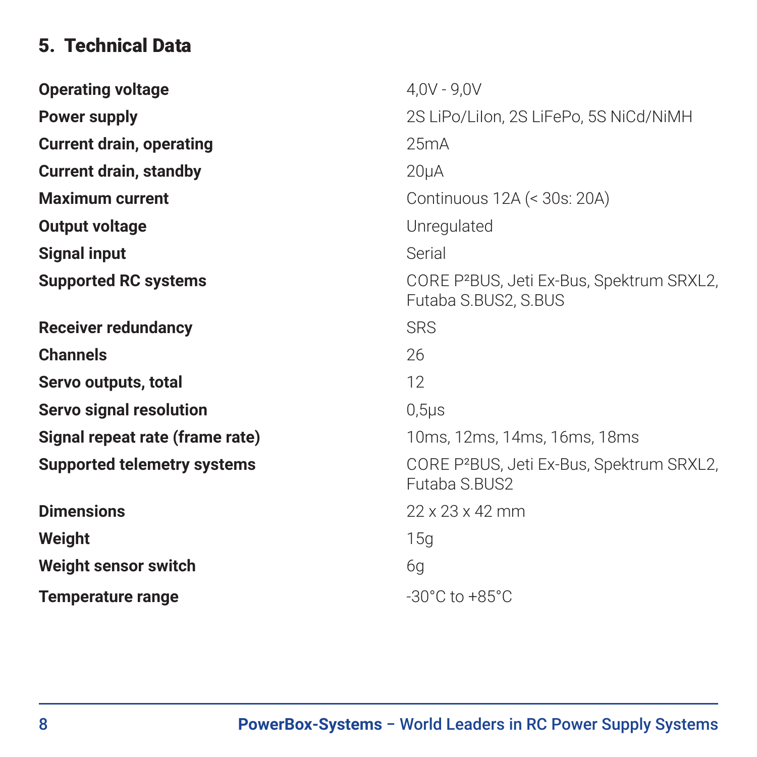## 5. Technical Data

| | |
|---|---|
| **Operating voltage** | 4,0V - 9,0V |
| **Power supply** | 2S LiPo/LiIon, 2S LiFePo, 5S NiCd/NiMH |
| **Current drain, operating** | 25mA |
| **Current drain, standby** | 20µA |
| **Maximum current** | Continuous 12A (< 30s: 20A) |
| **Output voltage** | Unregulated |
| **Signal input** | Serial |
| **Supported RC systems** | CORE P²BUS, Jeti Ex-Bus, Spektrum SRXL2, Futaba S.BUS2, S.BUS |
| **Receiver redundancy** | SRS |
| **Channels** | 26 |
| **Servo outputs, total** | 12 |
| **Servo signal resolution** | 0,5µs |
| **Signal repeat rate (frame rate)** | 10ms, 12ms, 14ms, 16ms, 18ms |
| **Supported telemetry systems** | CORE P²BUS, Jeti Ex-Bus, Spektrum SRXL2, Futaba S.BUS2 |
| **Dimensions** | 22 x 23 x 42 mm |
| **Weight** | 15g |
| **Weight sensor switch** | 6g |
| **Temperature range** | -30°C to +85°C |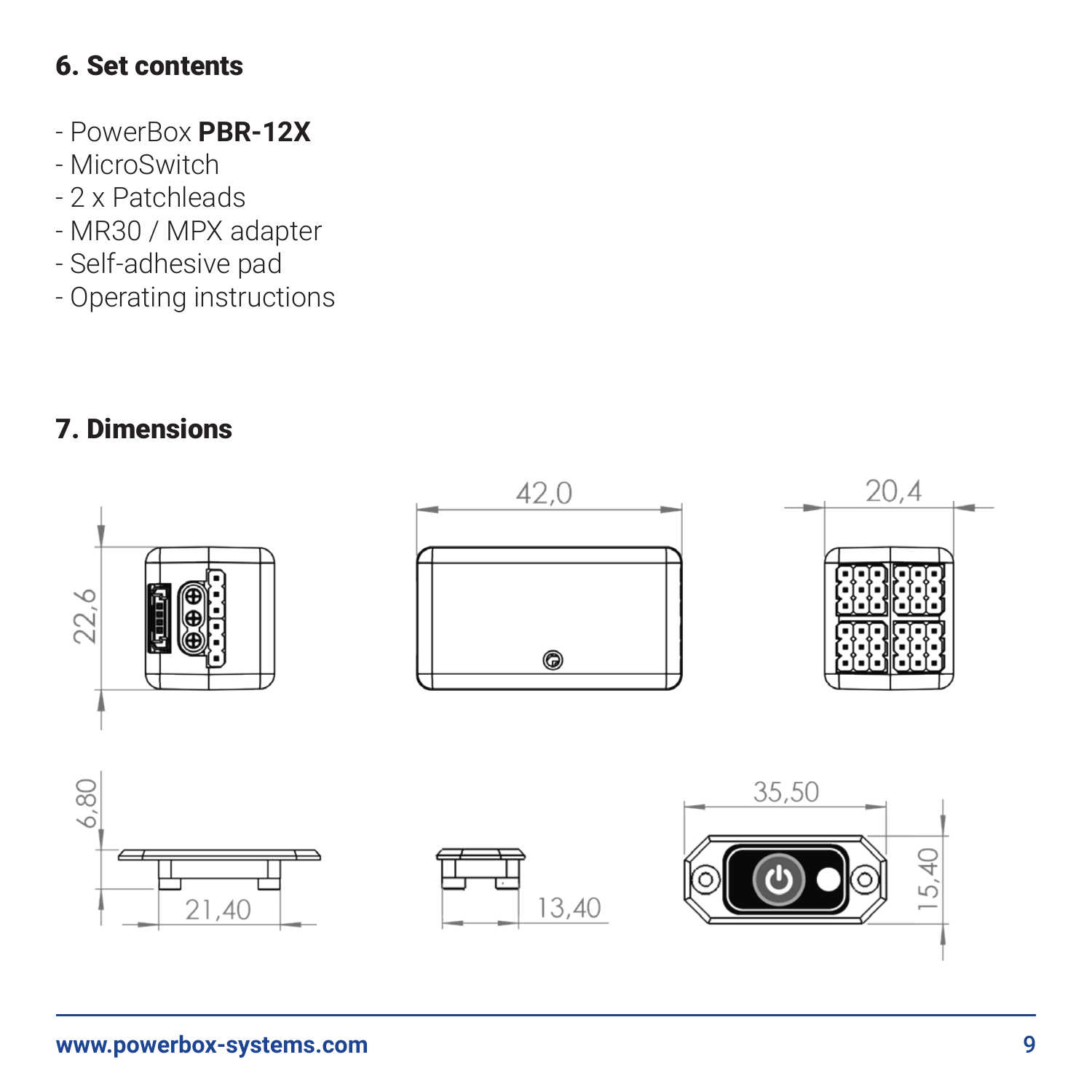## 6. Set contents

- PowerBox **PBR-12X**
- MicroSwitch
- 2 x Patchleads
- MR30 / MPX adapter
- Self-adhesive pad
- Operating instructions

## 7. Dimensions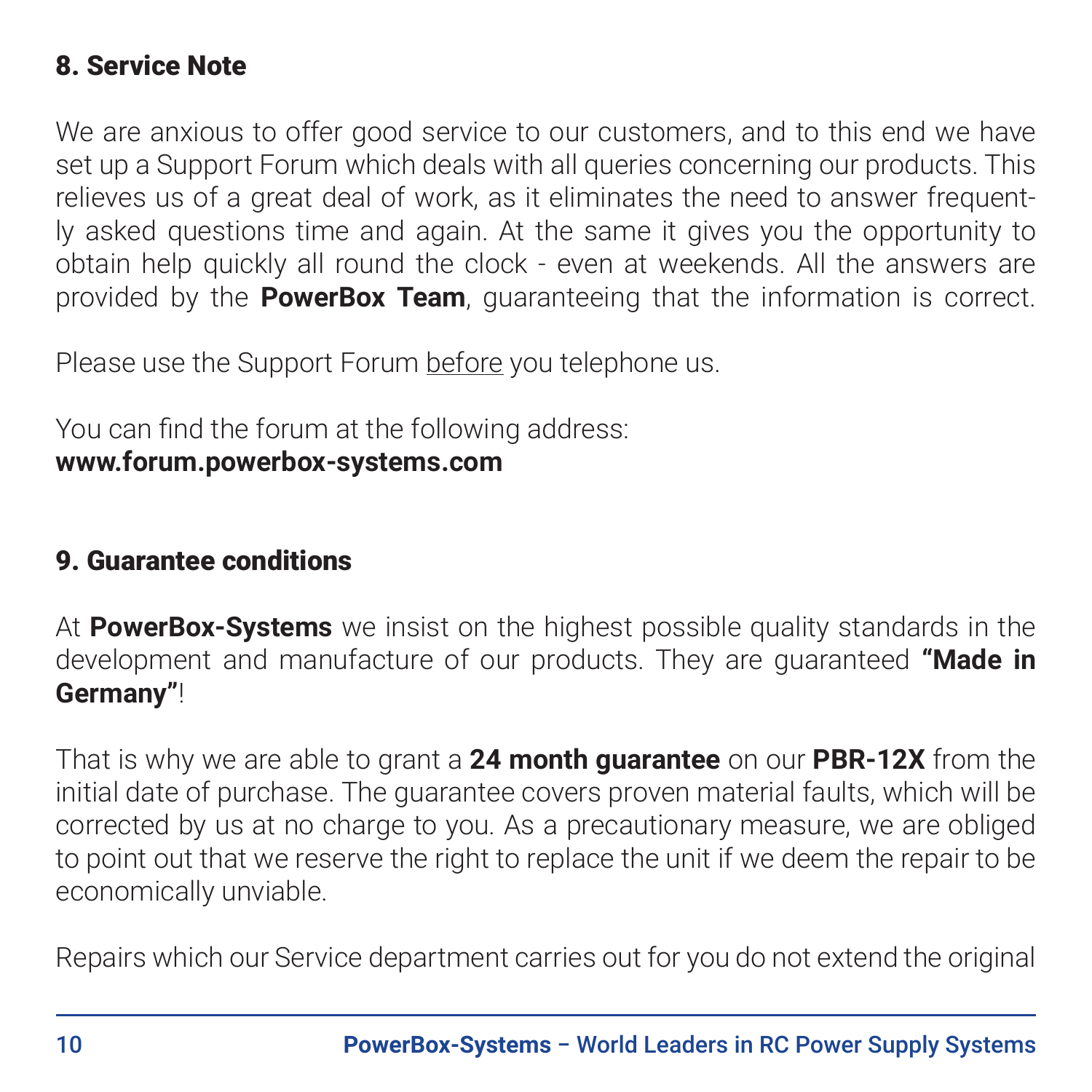## 8. Service Note

We are anxious to offer good service to our customers, and to this end we have set up a Support Forum which deals with all queries concerning our products. This relieves us of a great deal of work, as it eliminates the need to answer frequently asked questions time and again. At the same it gives you the opportunity to obtain help quickly all round the clock - even at weekends. All the answers are provided by the **PowerBox Team**, guaranteeing that the information is correct.

Please use the Support Forum <u>before</u> you telephone us.

You can find the forum at the following address:
**www.forum.powerbox-systems.com**

## 9. Guarantee conditions

At **PowerBox-Systems** we insist on the highest possible quality standards in the development and manufacture of our products. They are guaranteed **"Made in Germany"**!

That is why we are able to grant a **24 month guarantee** on our **PBR-12X** from the initial date of purchase. The guarantee covers proven material faults, which will be corrected by us at no charge to you. As a precautionary measure, we are obliged to point out that we reserve the right to replace the unit if we deem the repair to be economically unviable.

Repairs which our Service department carries out for you do not extend the original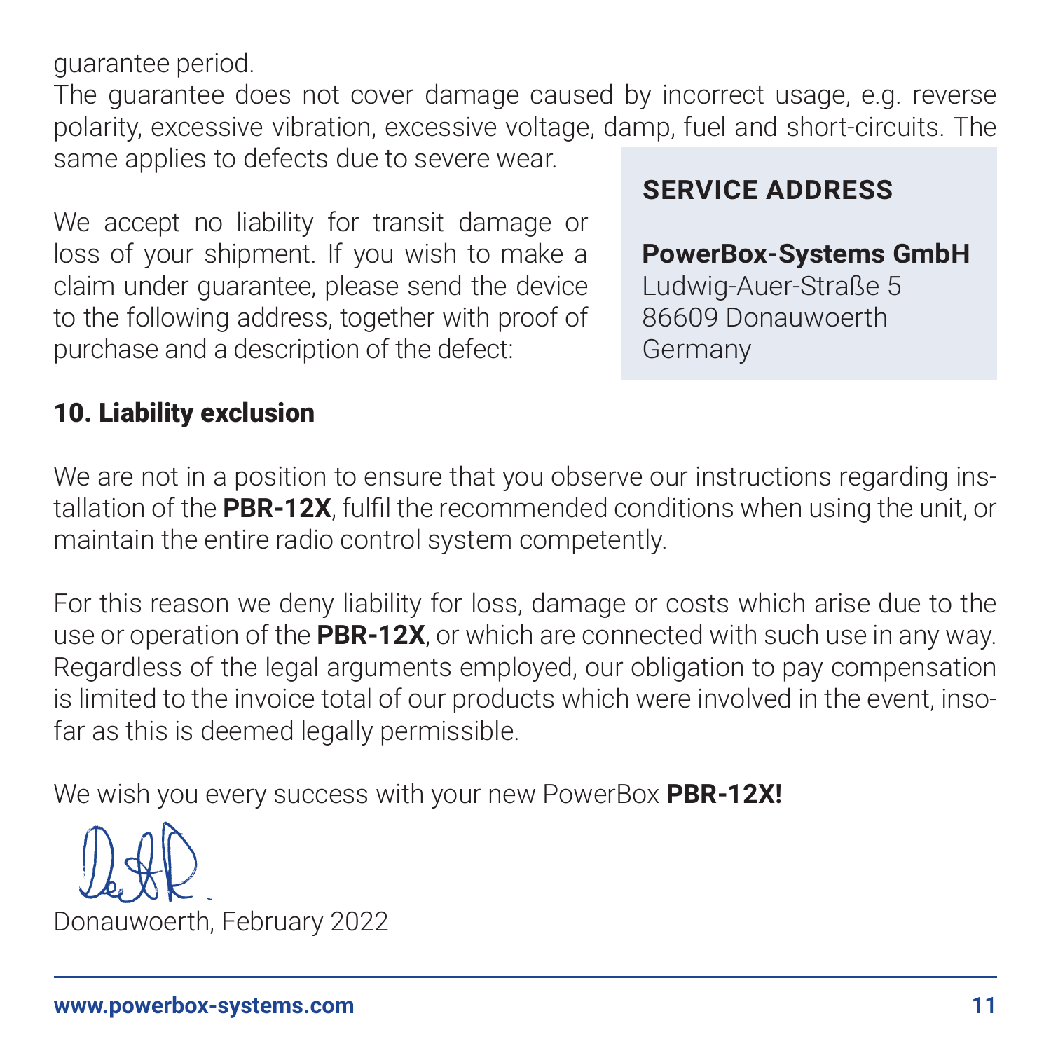guarantee period.
The guarantee does not cover damage caused by incorrect usage, e.g. reverse polarity, excessive vibration, excessive voltage, damp, fuel and short-circuits. The same applies to defects due to severe wear.

We accept no liability for transit damage or loss of your shipment. If you wish to make a claim under guarantee, please send the device to the following address, together with proof of purchase and a description of the defect:

**SERVICE ADDRESS**

**PowerBox-Systems GmbH**
Ludwig-Auer-Straße 5
86609 Donauwoerth
Germany

## 10. Liability exclusion

We are not in a position to ensure that you observe our instructions regarding installation of the **PBR-12X**, fulfil the recommended conditions when using the unit, or maintain the entire radio control system competently.

For this reason we deny liability for loss, damage or costs which arise due to the use or operation of the **PBR-12X**, or which are connected with such use in any way. Regardless of the legal arguments employed, our obligation to pay compensation is limited to the invoice total of our products which were involved in the event, insofar as this is deemed legally permissible.

We wish you every success with your new PowerBox **PBR-12X!**

Donauwoerth, February 2022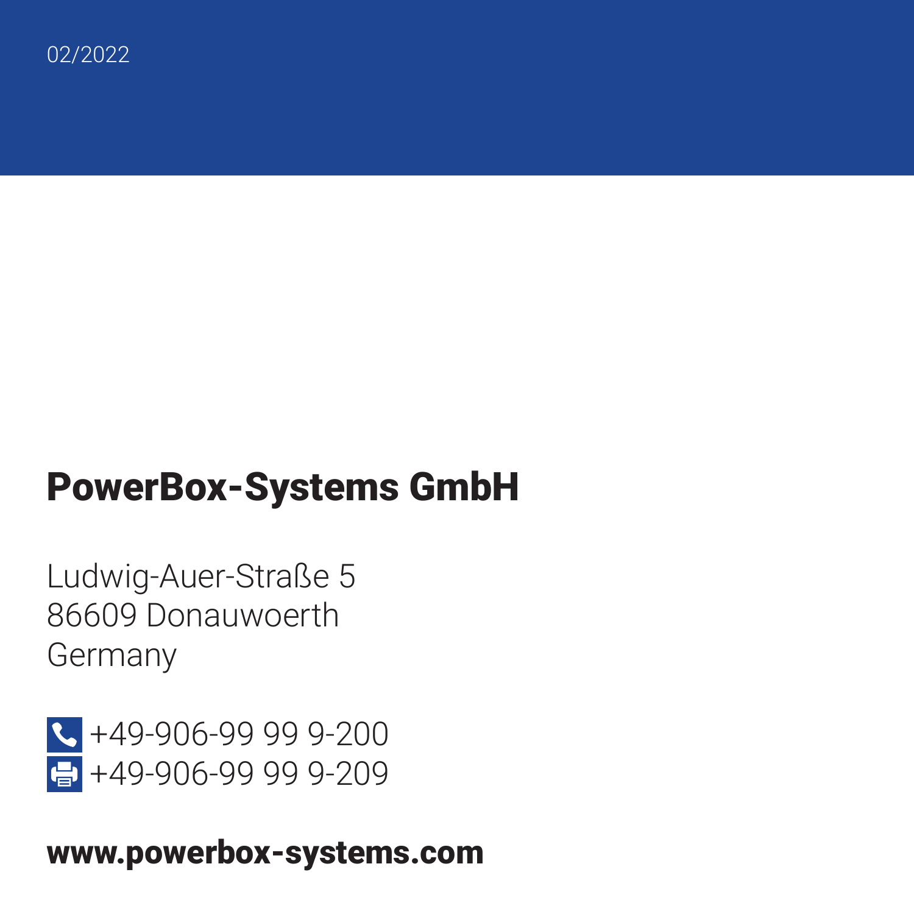02/2022

# PowerBox-Systems GmbH

Ludwig-Auer-Straße 5
86609 Donauwoerth
Germany

+49-906-99 99 9-200
+49-906-99 99 9-209

**www.powerbox-systems.com**